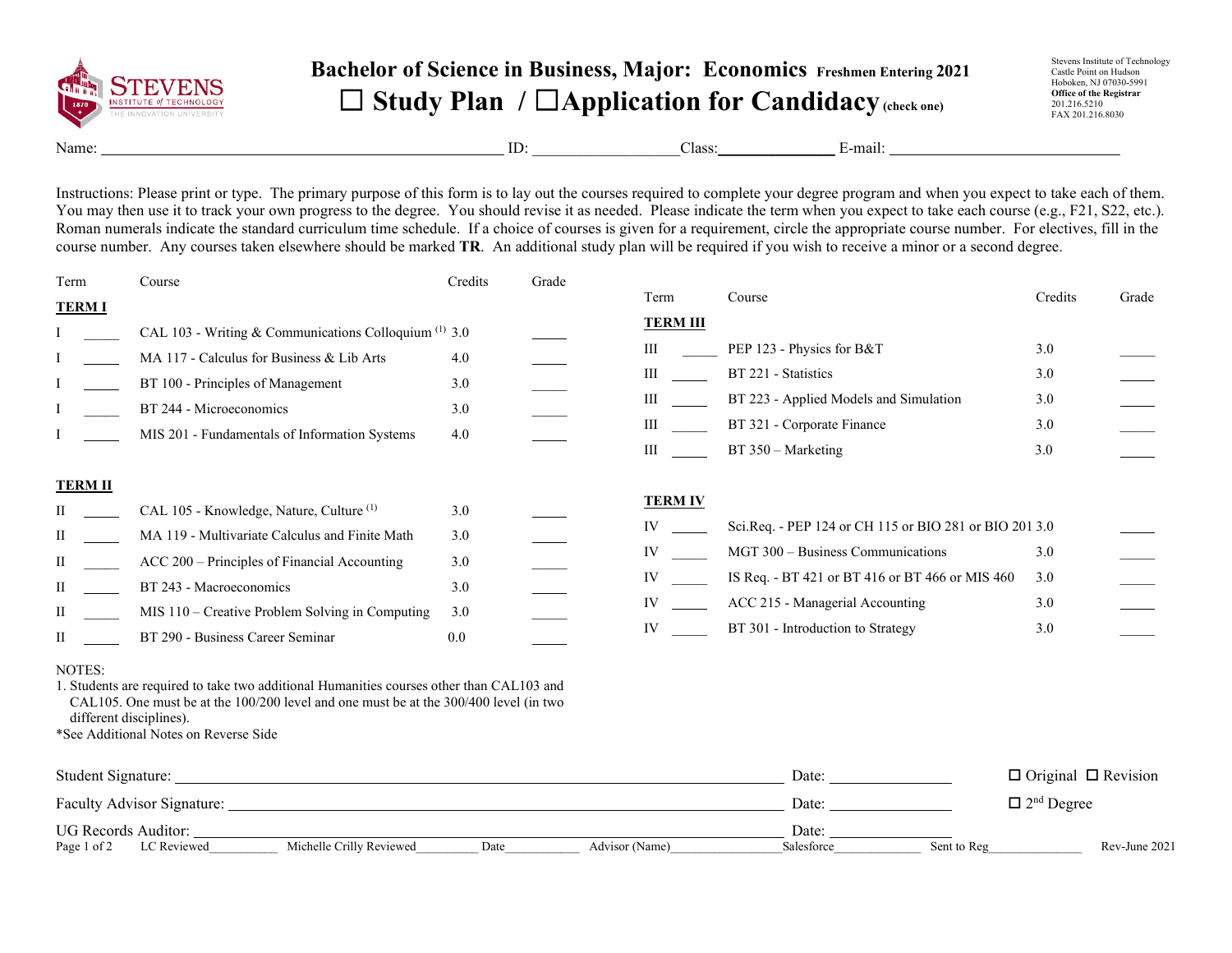# Bachelor of Science in Business, Major: Economics Freshmen Entering 2021

## ☐ Study Plan / ☐ Application for Candidacy (check one)

Stevens Institute of Technology
Castle Point on Hudson
Hoboken, NJ 07030-5991
**Office of the Registrar**
201.216.5210
FAX 201.216.8030

Name: ______________________ ID: __________ Class: __________ E-mail: ______________

Instructions: Please print or type. The primary purpose of this form is to lay out the courses required to complete your degree program and when you expect to take each of them. You may then use it to track your own progress to the degree. You should revise it as needed. Please indicate the term when you expect to take each course (e.g., F21, S22, etc.). Roman numerals indicate the standard curriculum time schedule. If a choice of courses is given for a requirement, circle the appropriate course number. For electives, fill in the course number. Any courses taken elsewhere should be marked **TR**. An additional study plan will be required if you wish to receive a minor or a second degree.

| Term | | Course | Credits | Grade |
|---|---|---|---|---|
| **TERM I** | | | | |
| I | _____ | CAL 103 - Writing & Communications Colloquium [1] | 3.0 | _____ |
| I | _____ | MA 117 - Calculus for Business & Lib Arts | 4.0 | _____ |
| I | _____ | BT 100 - Principles of Management | 3.0 | _____ |
| I | _____ | BT 244 - Microeconomics | 3.0 | _____ |
| I | _____ | MIS 201 - Fundamentals of Information Systems | 4.0 | _____ |
| **TERM II** | | | | |
| II | _____ | CAL 105 - Knowledge, Nature, Culture [1] | 3.0 | _____ |
| II | _____ | MA 119 - Multivariate Calculus and Finite Math | 3.0 | _____ |
| II | _____ | ACC 200 – Principles of Financial Accounting | 3.0 | _____ |
| II | _____ | BT 243 - Macroeconomics | 3.0 | _____ |
| II | _____ | MIS 110 – Creative Problem Solving in Computing | 3.0 | _____ |
| II | _____ | BT 290 - Business Career Seminar | 0.0 | _____ |
| **TERM III** | | | | |
| III | _____ | PEP 123 - Physics for B&T | 3.0 | _____ |
| III | _____ | BT 221 - Statistics | 3.0 | _____ |
| III | _____ | BT 223 - Applied Models and Simulation | 3.0 | _____ |
| III | _____ | BT 321 - Corporate Finance | 3.0 | _____ |
| III | _____ | BT 350 – Marketing | 3.0 | _____ |
| **TERM IV** | | | | |
| IV | _____ | Sci.Req. - PEP 124 or CH 115 or BIO 281 or BIO 201 | 3.0 | _____ |
| IV | _____ | MGT 300 – Business Communications | 3.0 | _____ |
| IV | _____ | IS Req. - BT 421 or BT 416 or BT 466 or MIS 460 | 3.0 | _____ |
| IV | _____ | ACC 215 - Managerial Accounting | 3.0 | _____ |
| IV | _____ | BT 301 - Introduction to Strategy | 3.0 | _____ |

NOTES:
1. Students are required to take two additional Humanities courses other than CAL103 and CAL105. One must be at the 100/200 level and one must be at the 300/400 level (in two different disciplines).

*See Additional Notes on Reverse Side

Student Signature: ______________________ Date: __________ ☐ Original ☐ Revision

Faculty Advisor Signature: ______________________ Date: __________ ☐ 2nd Degree

UG Records Auditor: ______________________ Date: __________

LC Reviewed__________ Michelle Crilly Reviewed_________ Date___________ Advisor (Name)________________ Salesforce_____________ Sent to Reg______________ Rev-June 2021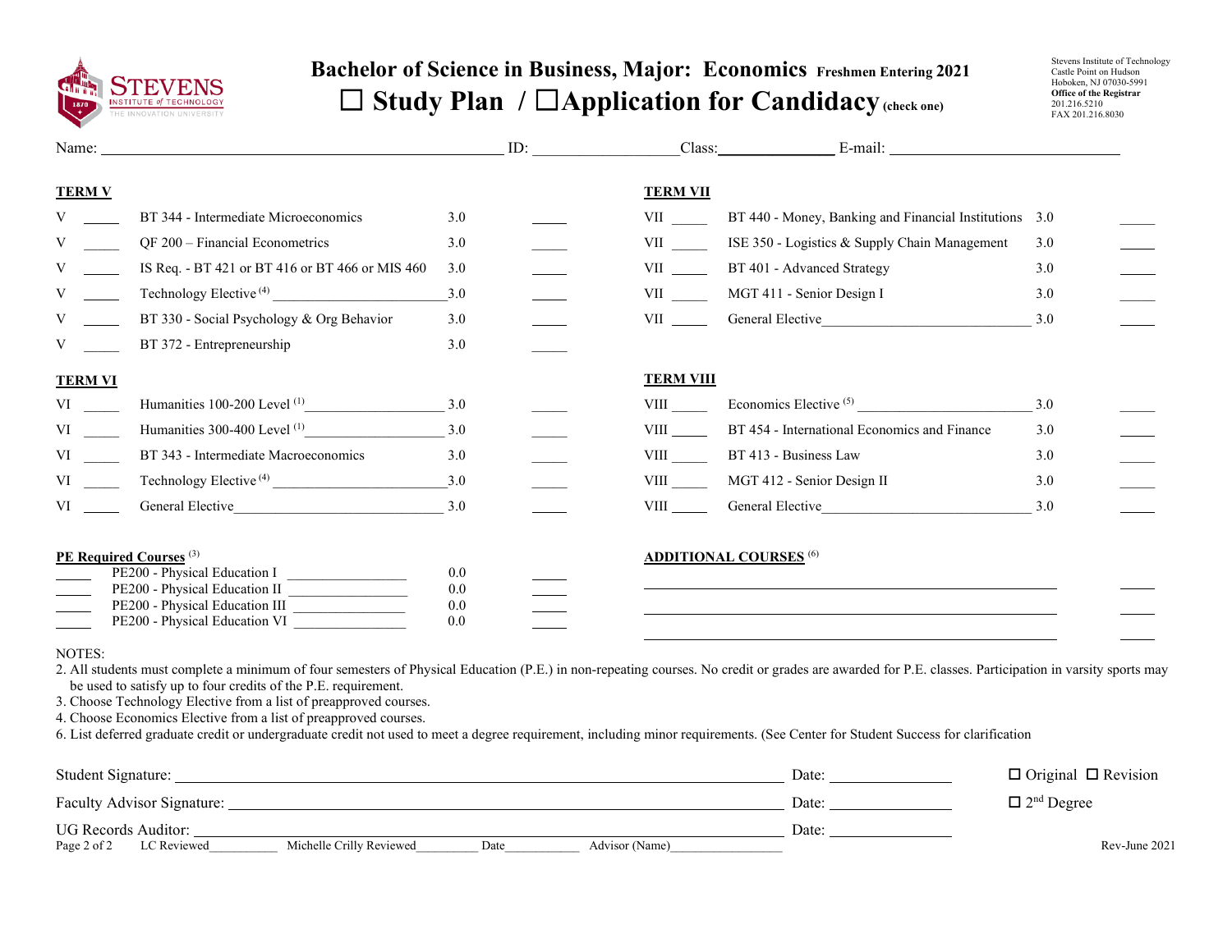# Bachelor of Science in Business, Major: Economics Freshmen Entering 2021

## ☐ Study Plan / ☐ Application for Candidacy (check one)

Stevens Institute of Technology
Castle Point on Hudson
Hoboken, NJ 07030-5991
**Office of the Registrar**
201.216.5210
FAX 201.216.8030

Name: ______________________ ID: ______________ Class: ____________ E-mail: ______________________

### TERM V

| | | | | |
|---|---|---|---|---|
| V | _____ | BT 344 - Intermediate Microeconomics | 3.0 | _____ |
| V | _____ | QF 200 – Financial Econometrics | 3.0 | _____ |
| V | _____ | IS Req. - BT 421 or BT 416 or BT 466 or MIS 460 | 3.0 | _____ |
| V | _____ | Technology Elective [4] ______________ | 3.0 | _____ |
| V | _____ | BT 330 - Social Psychology & Org Behavior | 3.0 | _____ |
| V | _____ | BT 372 - Entrepreneurship | 3.0 | _____ |

### TERM VI

| | | | | |
|---|---|---|---|---|
| VI | _____ | Humanities 100-200 Level [1] ______________ | 3.0 | _____ |
| VI | _____ | Humanities 300-400 Level [1] ______________ | 3.0 | _____ |
| VI | _____ | BT 343 - Intermediate Macroeconomics | 3.0 | _____ |
| VI | _____ | Technology Elective [4] ______________ | 3.0 | _____ |
| VI | _____ | General Elective ______________ | 3.0 | _____ |

### TERM VII

| | | | | |
|---|---|---|---|---|
| VII | _____ | BT 440 - Money, Banking and Financial Institutions | 3.0 | _____ |
| VII | _____ | ISE 350 - Logistics & Supply Chain Management | 3.0 | _____ |
| VII | _____ | BT 401 - Advanced Strategy | 3.0 | _____ |
| VII | _____ | MGT 411 - Senior Design I | 3.0 | _____ |
| VII | _____ | General Elective ______________ | 3.0 | _____ |

### TERM VIII

| | | | | |
|---|---|---|---|---|
| VIII | _____ | Economics Elective [5] ______________ | 3.0 | _____ |
| VIII | _____ | BT 454 - International Economics and Finance | 3.0 | _____ |
| VIII | _____ | BT 413 - Business Law | 3.0 | _____ |
| VIII | _____ | MGT 412 - Senior Design II | 3.0 | _____ |
| VIII | _____ | General Elective ______________ | 3.0 | _____ |

### PE Required Courses [3]

| | | | |
|---|---|---|---|
| _____ | PE200 - Physical Education I ______________ | 0.0 | _____ |
| _____ | PE200 - Physical Education II ______________ | 0.0 | _____ |
| _____ | PE200 - Physical Education III ______________ | 0.0 | _____ |
| _____ | PE200 - Physical Education VI ______________ | 0.0 | _____ |

### ADDITIONAL COURSES [6]

| | |
|---|---|
| ______________________________ | _____ |
| ______________________________ | _____ |
| ______________________________ | _____ |

NOTES:

2. All students must complete a minimum of four semesters of Physical Education (P.E.) in non-repeating courses. No credit or grades are awarded for P.E. classes. Participation in varsity sports may be used to satisfy up to four credits of the P.E. requirement.
3. Choose Technology Elective from a list of preapproved courses.
4. Choose Economics Elective from a list of preapproved courses.
6. List deferred graduate credit or undergraduate credit not used to meet a degree requirement, including minor requirements. (See Center for Student Success for clarification

Student Signature: ______________________________ Date: ____________ ☐ Original ☐ Revision

Faculty Advisor Signature: ______________________________ Date: ____________ ☐ 2nd Degree

UG Records Auditor: ______________________________ Date: ____________

LC Reviewed__________ Michelle Crilly Reviewed_________ Date___________ Advisor (Name)_________________

Rev-June 2021